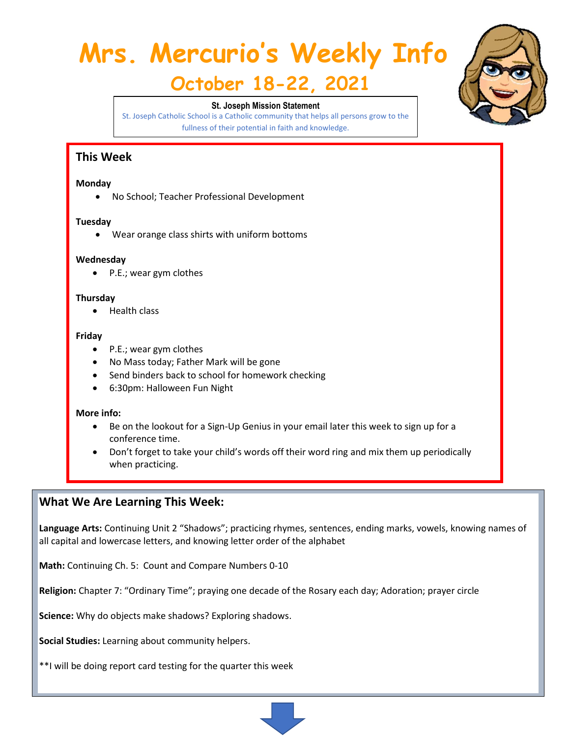# Mrs. Mercurio's Weekly Info

## October 18-22, 2021

**St. Joseph Mission Statement**

St. Joseph Catholic School is a Catholic community that helps all persons grow to the fullness of their potential in faith and knowledge.

## This Week

**Monday**

- No School; Teacher Professional Development

**Tuesday**

- Wear orange class shirts with uniform bottoms

**Wednesday**

- P.E.; wear gym clothes

**Thursday**

- Health class

**Friday**

- P.E.; wear gym clothes
- No Mass today; Father Mark will be gone
- Send binders back to school for homework checking
- 6:30pm: Halloween Fun Night

**More info:**

- Be on the lookout for a Sign-Up Genius in your email later this week to sign up for a conference time.
- Don't forget to take your child's words off their word ring and mix them up periodically when practicing.

## What We Are Learning This Week:

**Language Arts:** Continuing Unit 2 "Shadows"; practicing rhymes, sentences, ending marks, vowels, knowing names of all capital and lowercase letters, and knowing letter order of the alphabet

**Math:** Continuing Ch. 5: Count and Compare Numbers 0-10

**Religion:** Chapter 7: "Ordinary Time"; praying one decade of the Rosary each day; Adoration; prayer circle

**Science:** Why do objects make shadows? Exploring shadows.

**Social Studies:** Learning about community helpers.

**I will be doing report card testing for the quarter this week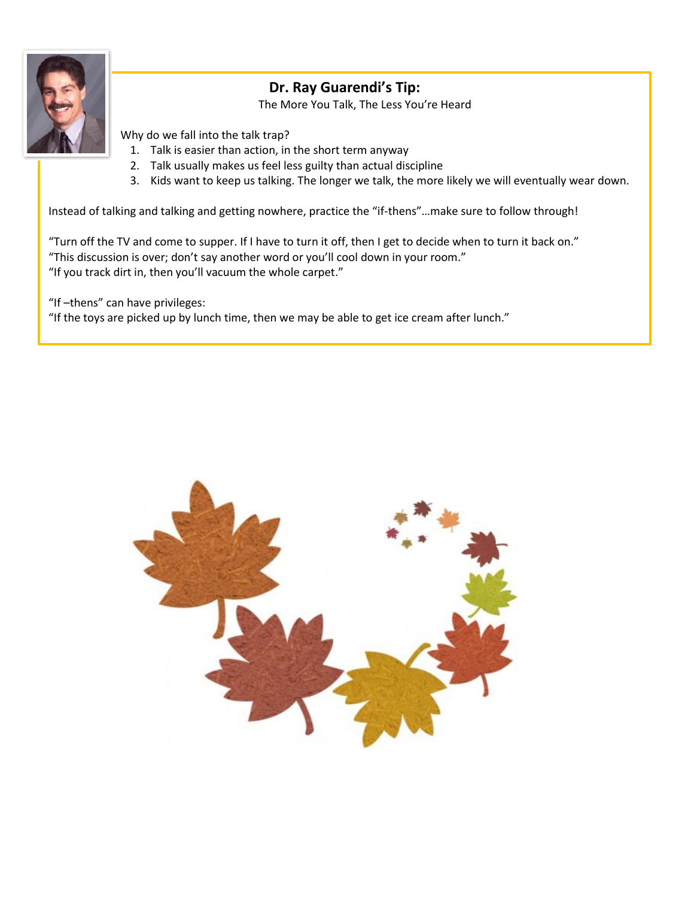## Dr. Ray Guarendi's Tip:

The More You Talk, The Less You're Heard

Why do we fall into the talk trap?

1. Talk is easier than action, in the short term anyway
2. Talk usually makes us feel less guilty than actual discipline
3. Kids want to keep us talking. The longer we talk, the more likely we will eventually wear down.

Instead of talking and talking and getting nowhere, practice the "if-thens"…make sure to follow through!

"Turn off the TV and come to supper. If I have to turn it off, then I get to decide when to turn it back on."
"This discussion is over; don't say another word or you'll cool down in your room."
"If you track dirt in, then you'll vacuum the whole carpet."

"If –thens" can have privileges:
"If the toys are picked up by lunch time, then we may be able to get ice cream after lunch."